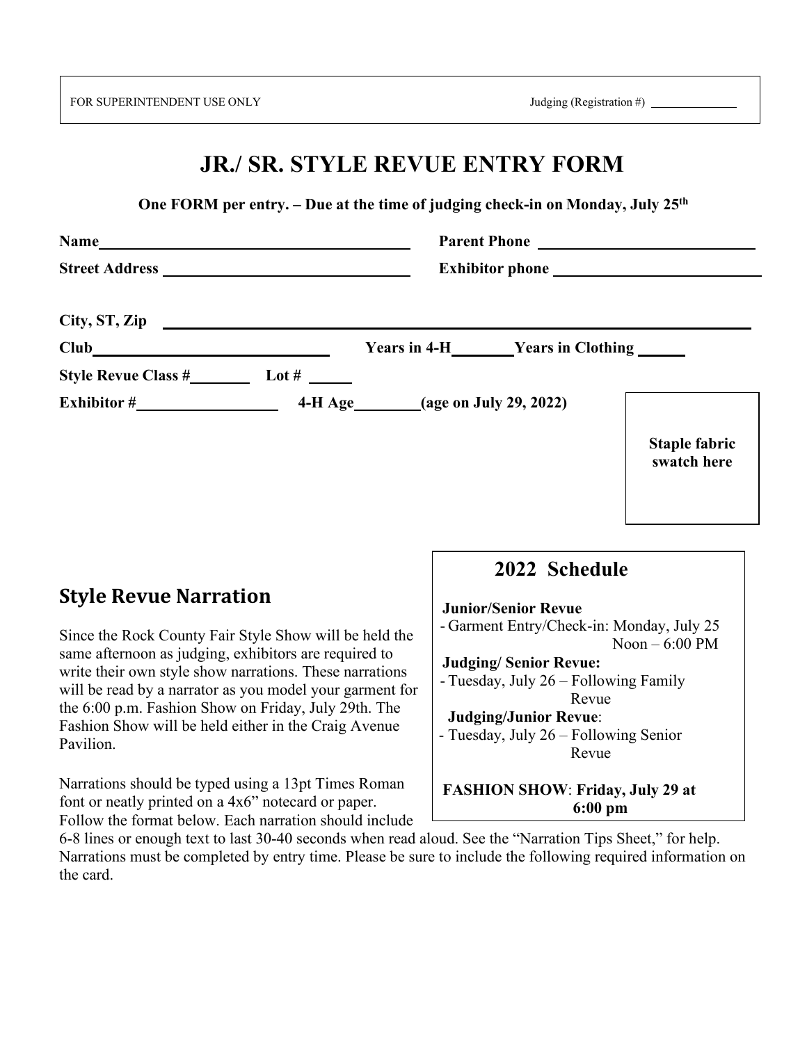FOR SUPERINTENDENT USE ONLY Judging (Registration #) ____________

# JR./ SR. STYLE REVUE ENTRY FORM

**One FORM per entry. – Due at the time of judging check-in on Monday, July 25th**

**Name** ________________________________ **Parent Phone** ________________________

**Street Address** ___________________________ **Exhibitor phone** ______________________

**City, ST, Zip** ______________________________________________________________

**Club** __________________________ **Years in 4-H** _______ **Years in Clothing** _____

**Style Revue Class #** _______ **Lot #** _____

**Exhibitor #** _________________ **4-H Age** ________ **(age on July 29, 2022)**

**Staple fabric swatch here**

## 2022 Schedule

**Junior/Senior Revue**
- Garment Entry/Check-in: Monday, July 25 Noon – 6:00 PM

**Judging/ Senior Revue:**
- Tuesday, July 26 – Following Family Revue

**Judging/Junior Revue**:
- Tuesday, July 26 – Following Senior Revue

**FASHION SHOW**: **Friday, July 29 at 6:00 pm**

## Style Revue Narration

Since the Rock County Fair Style Show will be held the same afternoon as judging, exhibitors are required to write their own style show narrations. These narrations will be read by a narrator as you model your garment for the 6:00 p.m. Fashion Show on Friday, July 29th. The Fashion Show will be held either in the Craig Avenue Pavilion.

Narrations should be typed using a 13pt Times Roman font or neatly printed on a 4x6" notecard or paper. Follow the format below. Each narration should include 6-8 lines or enough text to last 30-40 seconds when read aloud. See the "Narration Tips Sheet," for help. Narrations must be completed by entry time. Please be sure to include the following required information on the card.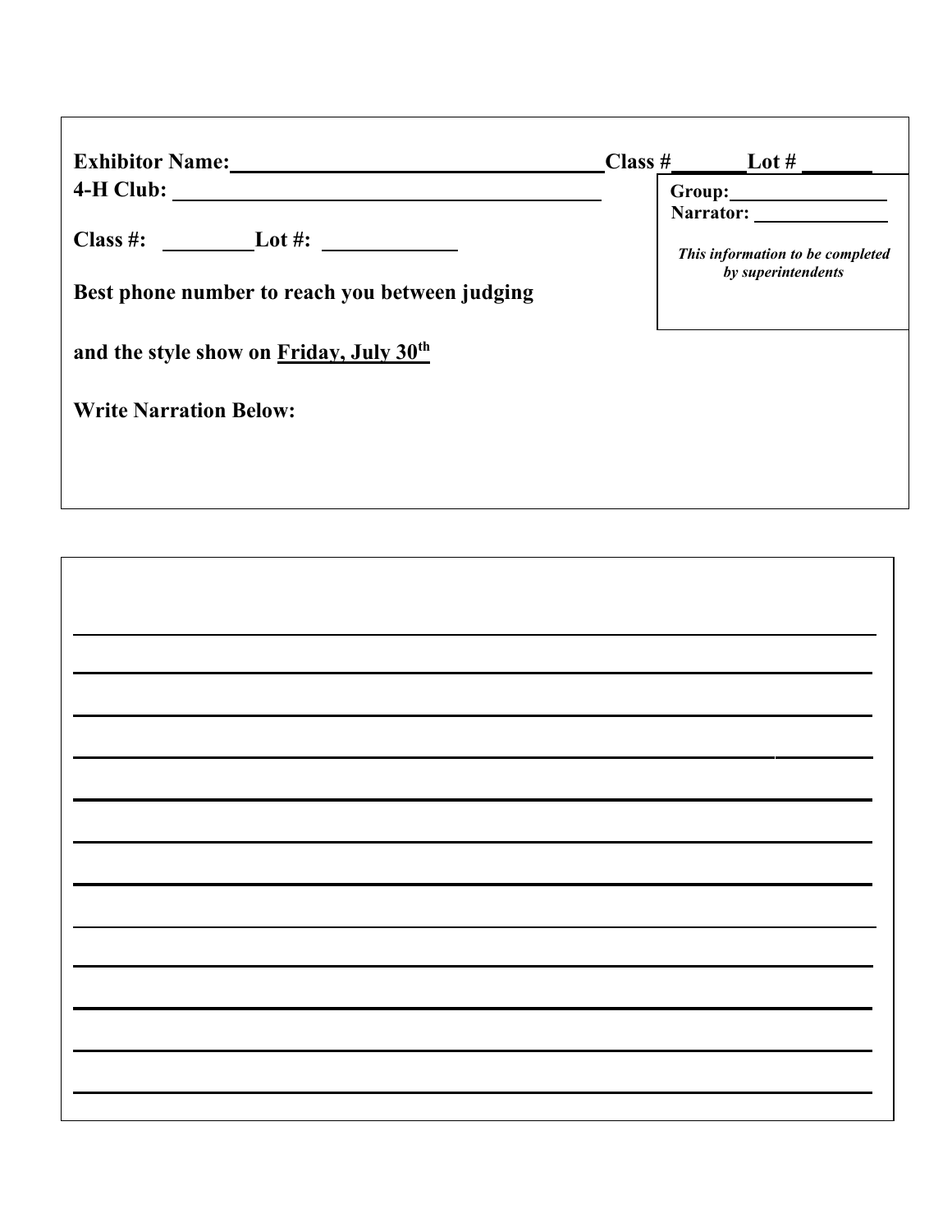**Exhibitor Name:** ______________________________ **Class #** _______ **Lot #** _______

**4-H Club:** ______________________________

**Group:** ______________

**Narrator:** ______________

*This information to be completed by superintendents*

**Class #:** _________ **Lot #:** ____________

**Best phone number to reach you between judging**

**and the style show on <u>Friday, July 30th</u>**

**Write Narration Below:**

_______________________________________________________________

_______________________________________________________________

_______________________________________________________________

_______________________________________________________________

_______________________________________________________________

_______________________________________________________________

_______________________________________________________________

_______________________________________________________________

_______________________________________________________________

_______________________________________________________________

_______________________________________________________________

_______________________________________________________________